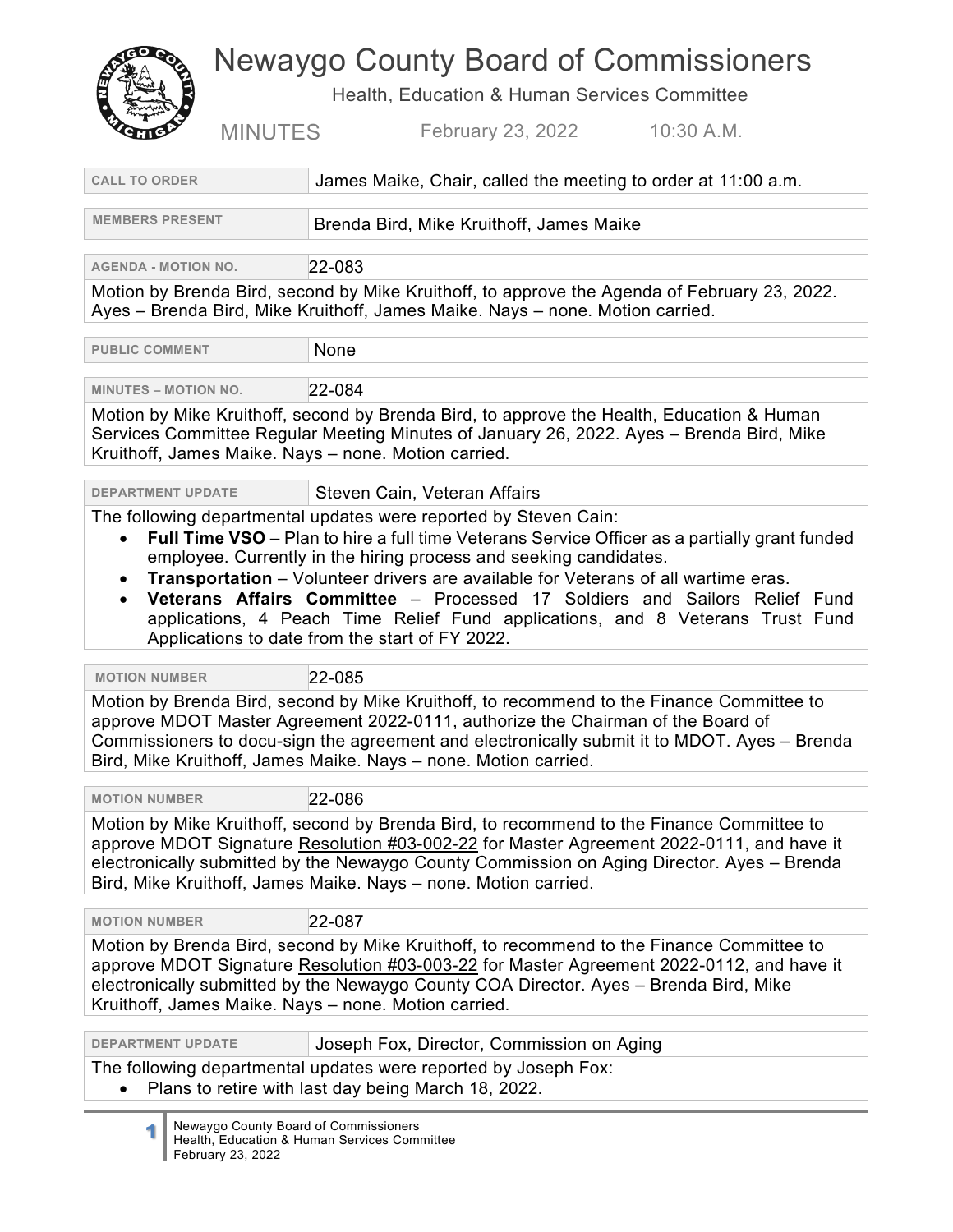# Newaygo County Board of Commissioners

Health, Education & Human Services Committee

MINUTES February 23, 2022 10:30 A.M.

| CALL TO ORDER | James Maike, Chair, called the meeting to order at 11:00 a.m. |
|---|---|

| MEMBERS PRESENT | Brenda Bird, Mike Kruithoff, James Maike |
|---|---|

| AGENDA - MOTION NO. | 22-083 |
|---|---|

Motion by Brenda Bird, second by Mike Kruithoff, to approve the Agenda of February 23, 2022. Ayes – Brenda Bird, Mike Kruithoff, James Maike. Nays – none. Motion carried.

| PUBLIC COMMENT | None |
|---|---|

| MINUTES – MOTION NO. | 22-084 |
|---|---|

Motion by Mike Kruithoff, second by Brenda Bird, to approve the Health, Education & Human Services Committee Regular Meeting Minutes of January 26, 2022. Ayes – Brenda Bird, Mike Kruithoff, James Maike. Nays – none. Motion carried.

| DEPARTMENT UPDATE | Steven Cain, Veteran Affairs |
|---|---|

The following departmental updates were reported by Steven Cain:

- **Full Time VSO** – Plan to hire a full time Veterans Service Officer as a partially grant funded employee. Currently in the hiring process and seeking candidates.
- **Transportation** – Volunteer drivers are available for Veterans of all wartime eras.
- **Veterans Affairs Committee** – Processed 17 Soldiers and Sailors Relief Fund applications, 4 Peach Time Relief Fund applications, and 8 Veterans Trust Fund Applications to date from the start of FY 2022.

| MOTION NUMBER | 22-085 |
|---|---|

Motion by Brenda Bird, second by Mike Kruithoff, to recommend to the Finance Committee to approve MDOT Master Agreement 2022-0111, authorize the Chairman of the Board of Commissioners to docu-sign the agreement and electronically submit it to MDOT. Ayes – Brenda Bird, Mike Kruithoff, James Maike. Nays – none. Motion carried.

| MOTION NUMBER | 22-086 |
|---|---|

Motion by Mike Kruithoff, second by Brenda Bird, to recommend to the Finance Committee to approve MDOT Signature Resolution #03-002-22 for Master Agreement 2022-0111, and have it electronically submitted by the Newaygo County Commission on Aging Director. Ayes – Brenda Bird, Mike Kruithoff, James Maike. Nays – none. Motion carried.

| MOTION NUMBER | 22-087 |
|---|---|

Motion by Brenda Bird, second by Mike Kruithoff, to recommend to the Finance Committee to approve MDOT Signature Resolution #03-003-22 for Master Agreement 2022-0112, and have it electronically submitted by the Newaygo County COA Director. Ayes – Brenda Bird, Mike Kruithoff, James Maike. Nays – none. Motion carried.

| DEPARTMENT UPDATE | Joseph Fox, Director, Commission on Aging |
|---|---|

The following departmental updates were reported by Joseph Fox:

- Plans to retire with last day being March 18, 2022.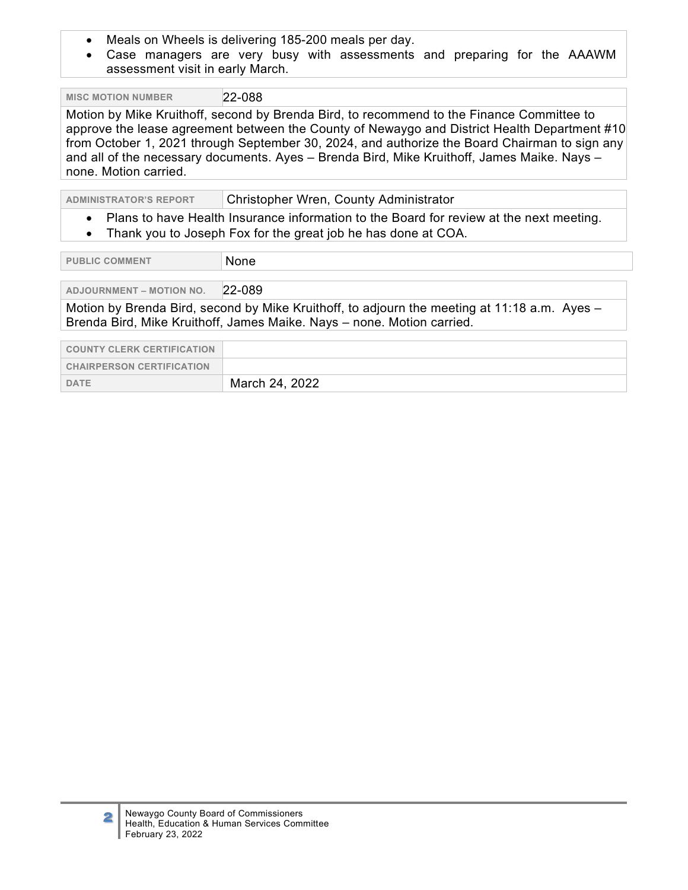- Meals on Wheels is delivering 185-200 meals per day.
- Case managers are very busy with assessments and preparing for the AAAWM assessment visit in early March.

| MISC MOTION NUMBER | 22-088 |
| --- | --- |

Motion by Mike Kruithoff, second by Brenda Bird, to recommend to the Finance Committee to approve the lease agreement between the County of Newaygo and District Health Department #10 from October 1, 2021 through September 30, 2024, and authorize the Board Chairman to sign any and all of the necessary documents. Ayes – Brenda Bird, Mike Kruithoff, James Maike. Nays – none. Motion carried.

| ADMINISTRATOR'S REPORT | Christopher Wren, County Administrator |
| --- | --- |

- Plans to have Health Insurance information to the Board for review at the next meeting.
- Thank you to Joseph Fox for the great job he has done at COA.

| PUBLIC COMMENT | None |
| --- | --- |

| ADJOURNMENT – MOTION NO. | 22-089 |
| --- | --- |

Motion by Brenda Bird, second by Mike Kruithoff, to adjourn the meeting at 11:18 a.m. Ayes – Brenda Bird, Mike Kruithoff, James Maike. Nays – none. Motion carried.

| | |
| --- | --- |
| COUNTY CLERK CERTIFICATION | |
| CHAIRPERSON CERTIFICATION | |
| DATE | March 24, 2022 |